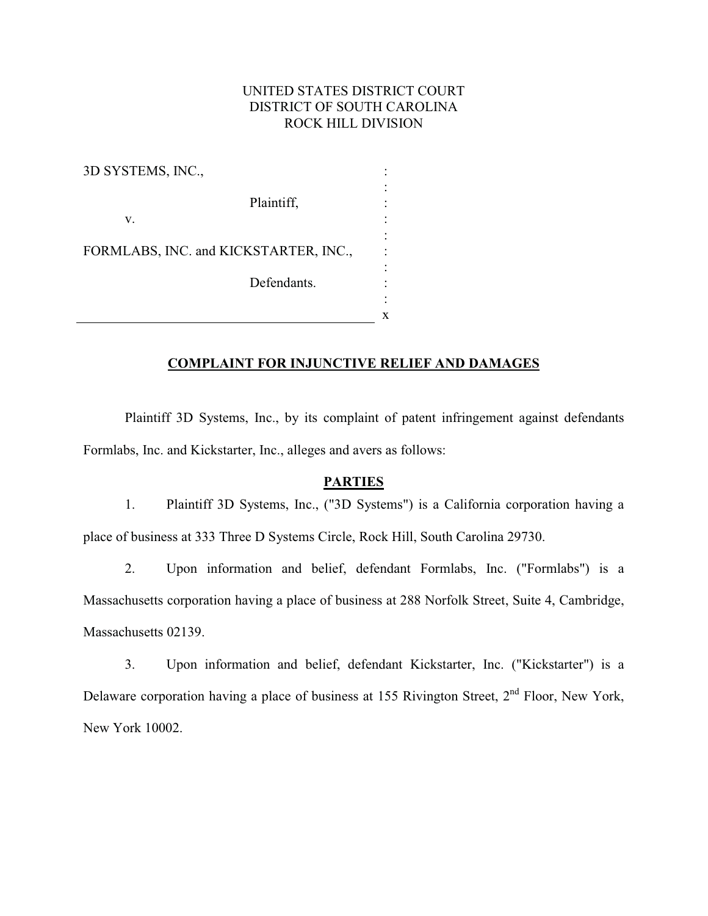UNITED STATES DISTRICT COURT
DISTRICT OF SOUTH CAROLINA
ROCK HILL DIVISION

3D SYSTEMS, INC.,

Plaintiff,

v.

FORMLABS, INC. and KICKSTARTER, INC.,

Defendants.

## COMPLAINT FOR INJUNCTIVE RELIEF AND DAMAGES

Plaintiff 3D Systems, Inc., by its complaint of patent infringement against defendants Formlabs, Inc. and Kickstarter, Inc., alleges and avers as follows:

### PARTIES

1. Plaintiff 3D Systems, Inc., ("3D Systems") is a California corporation having a place of business at 333 Three D Systems Circle, Rock Hill, South Carolina 29730.

2. Upon information and belief, defendant Formlabs, Inc. ("Formlabs") is a Massachusetts corporation having a place of business at 288 Norfolk Street, Suite 4, Cambridge, Massachusetts 02139.

3. Upon information and belief, defendant Kickstarter, Inc. ("Kickstarter") is a Delaware corporation having a place of business at 155 Rivington Street, 2nd Floor, New York, New York 10002.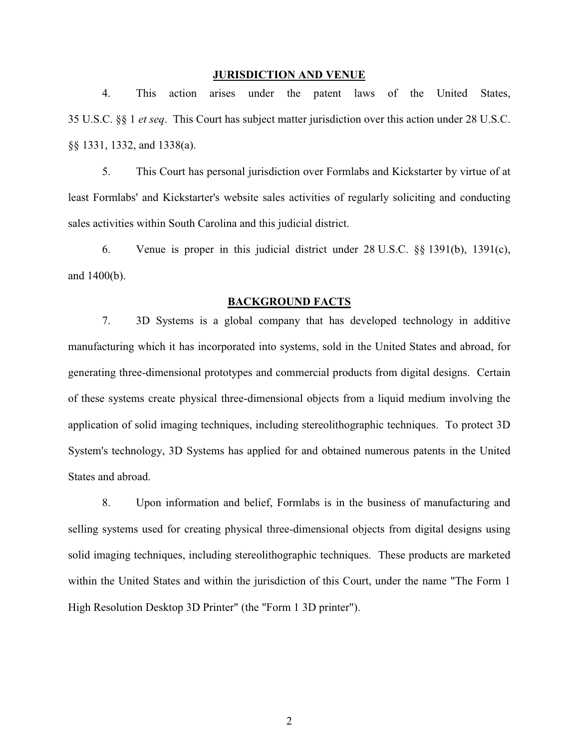## JURISDICTION AND VENUE

4. This action arises under the patent laws of the United States, 35 U.S.C. §§ 1 *et seq*. This Court has subject matter jurisdiction over this action under 28 U.S.C. §§ 1331, 1332, and 1338(a).

5. This Court has personal jurisdiction over Formlabs and Kickstarter by virtue of at least Formlabs' and Kickstarter's website sales activities of regularly soliciting and conducting sales activities within South Carolina and this judicial district.

6. Venue is proper in this judicial district under 28 U.S.C. §§ 1391(b), 1391(c), and 1400(b).

## BACKGROUND FACTS

7. 3D Systems is a global company that has developed technology in additive manufacturing which it has incorporated into systems, sold in the United States and abroad, for generating three-dimensional prototypes and commercial products from digital designs. Certain of these systems create physical three-dimensional objects from a liquid medium involving the application of solid imaging techniques, including stereolithographic techniques. To protect 3D System's technology, 3D Systems has applied for and obtained numerous patents in the United States and abroad.

8. Upon information and belief, Formlabs is in the business of manufacturing and selling systems used for creating physical three-dimensional objects from digital designs using solid imaging techniques, including stereolithographic techniques. These products are marketed within the United States and within the jurisdiction of this Court, under the name "The Form 1 High Resolution Desktop 3D Printer" (the "Form 1 3D printer").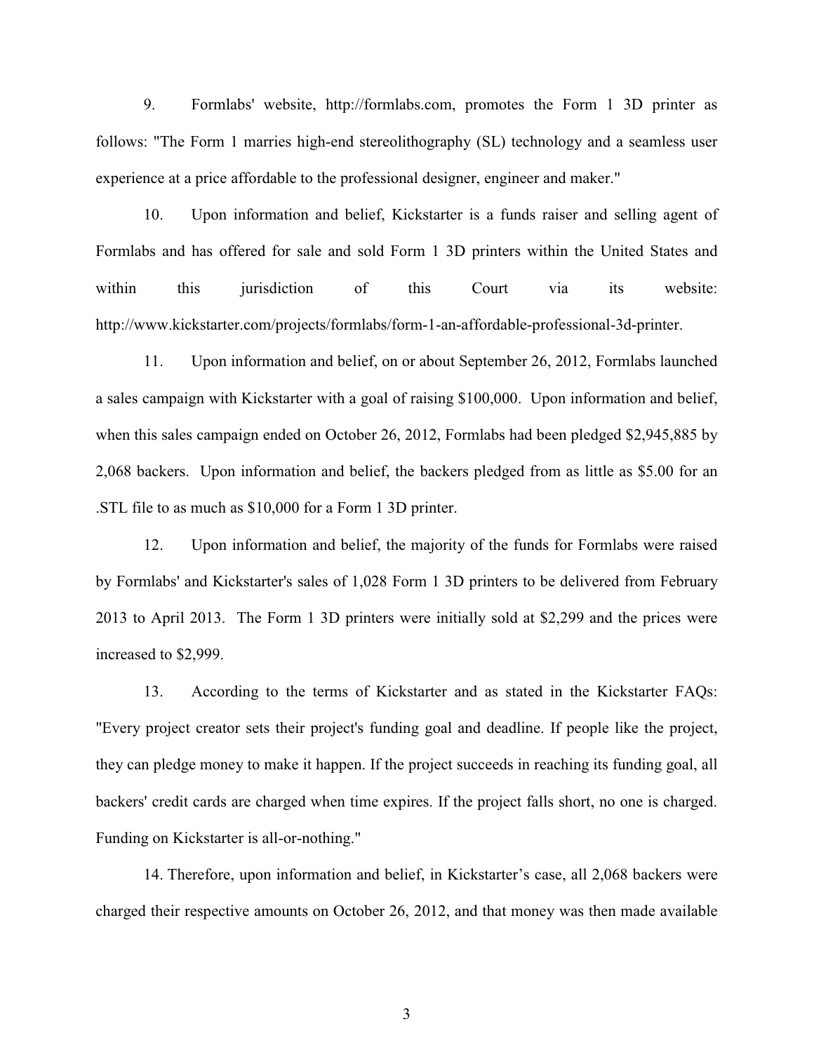9. Formlabs' website, http://formlabs.com, promotes the Form 1 3D printer as follows: "The Form 1 marries high-end stereolithography (SL) technology and a seamless user experience at a price affordable to the professional designer, engineer and maker."

10. Upon information and belief, Kickstarter is a funds raiser and selling agent of Formlabs and has offered for sale and sold Form 1 3D printers within the United States and within this jurisdiction of this Court via its website: http://www.kickstarter.com/projects/formlabs/form-1-an-affordable-professional-3d-printer.

11. Upon information and belief, on or about September 26, 2012, Formlabs launched a sales campaign with Kickstarter with a goal of raising $100,000. Upon information and belief, when this sales campaign ended on October 26, 2012, Formlabs had been pledged $2,945,885 by 2,068 backers. Upon information and belief, the backers pledged from as little as $5.00 for an .STL file to as much as $10,000 for a Form 1 3D printer.

12. Upon information and belief, the majority of the funds for Formlabs were raised by Formlabs' and Kickstarter's sales of 1,028 Form 1 3D printers to be delivered from February 2013 to April 2013. The Form 1 3D printers were initially sold at $2,299 and the prices were increased to $2,999.

13. According to the terms of Kickstarter and as stated in the Kickstarter FAQs: "Every project creator sets their project's funding goal and deadline. If people like the project, they can pledge money to make it happen. If the project succeeds in reaching its funding goal, all backers' credit cards are charged when time expires. If the project falls short, no one is charged. Funding on Kickstarter is all-or-nothing."

14. Therefore, upon information and belief, in Kickstarter's case, all 2,068 backers were charged their respective amounts on October 26, 2012, and that money was then made available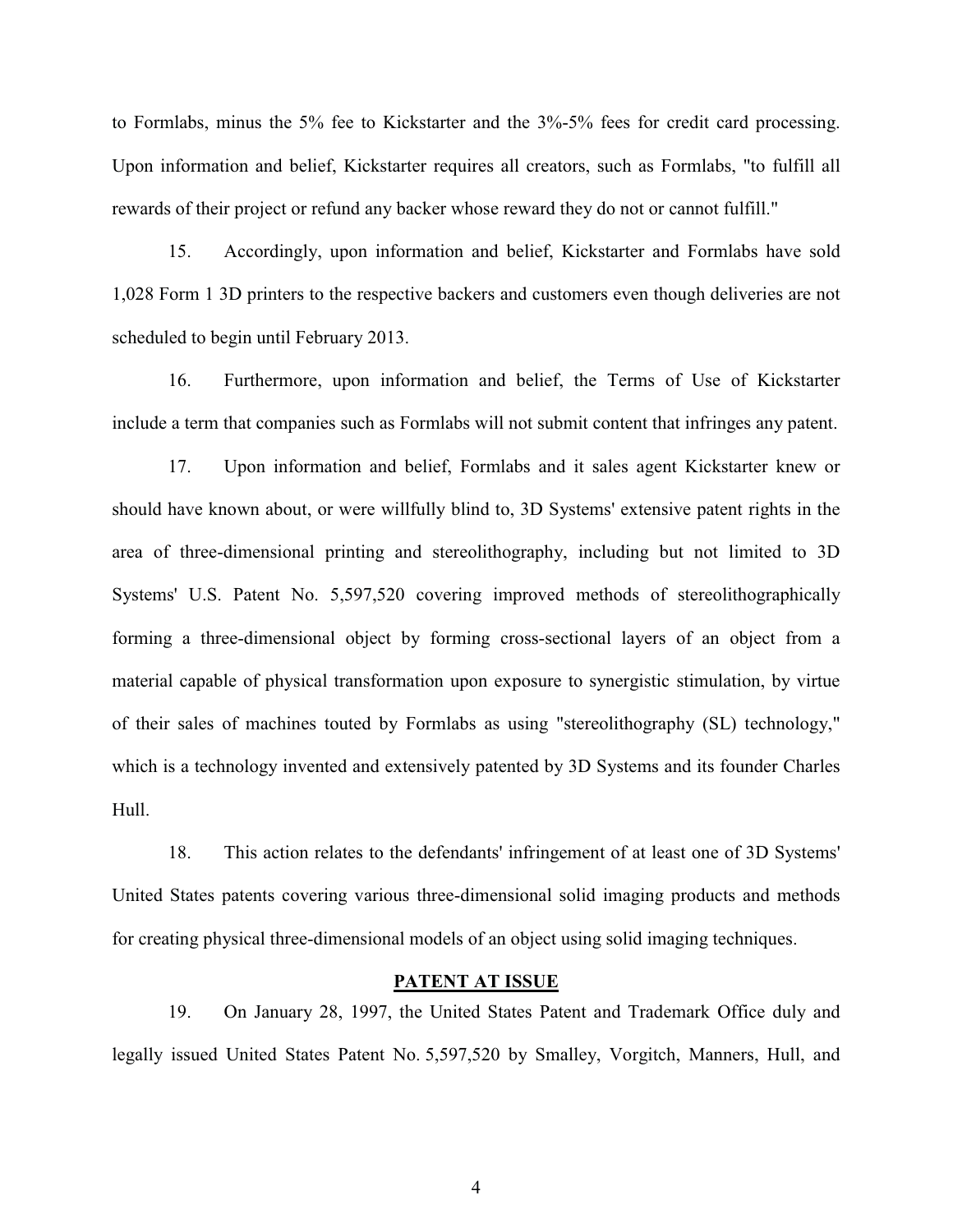to Formlabs, minus the 5% fee to Kickstarter and the 3%-5% fees for credit card processing. Upon information and belief, Kickstarter requires all creators, such as Formlabs, "to fulfill all rewards of their project or refund any backer whose reward they do not or cannot fulfill."

15. Accordingly, upon information and belief, Kickstarter and Formlabs have sold 1,028 Form 1 3D printers to the respective backers and customers even though deliveries are not scheduled to begin until February 2013.

16. Furthermore, upon information and belief, the Terms of Use of Kickstarter include a term that companies such as Formlabs will not submit content that infringes any patent.

17. Upon information and belief, Formlabs and it sales agent Kickstarter knew or should have known about, or were willfully blind to, 3D Systems' extensive patent rights in the area of three-dimensional printing and stereolithography, including but not limited to 3D Systems' U.S. Patent No. 5,597,520 covering improved methods of stereolithographically forming a three-dimensional object by forming cross-sectional layers of an object from a material capable of physical transformation upon exposure to synergistic stimulation, by virtue of their sales of machines touted by Formlabs as using "stereolithography (SL) technology," which is a technology invented and extensively patented by 3D Systems and its founder Charles Hull.

18. This action relates to the defendants' infringement of at least one of 3D Systems' United States patents covering various three-dimensional solid imaging products and methods for creating physical three-dimensional models of an object using solid imaging techniques.

## PATENT AT ISSUE

19. On January 28, 1997, the United States Patent and Trademark Office duly and legally issued United States Patent No. 5,597,520 by Smalley, Vorgitch, Manners, Hull, and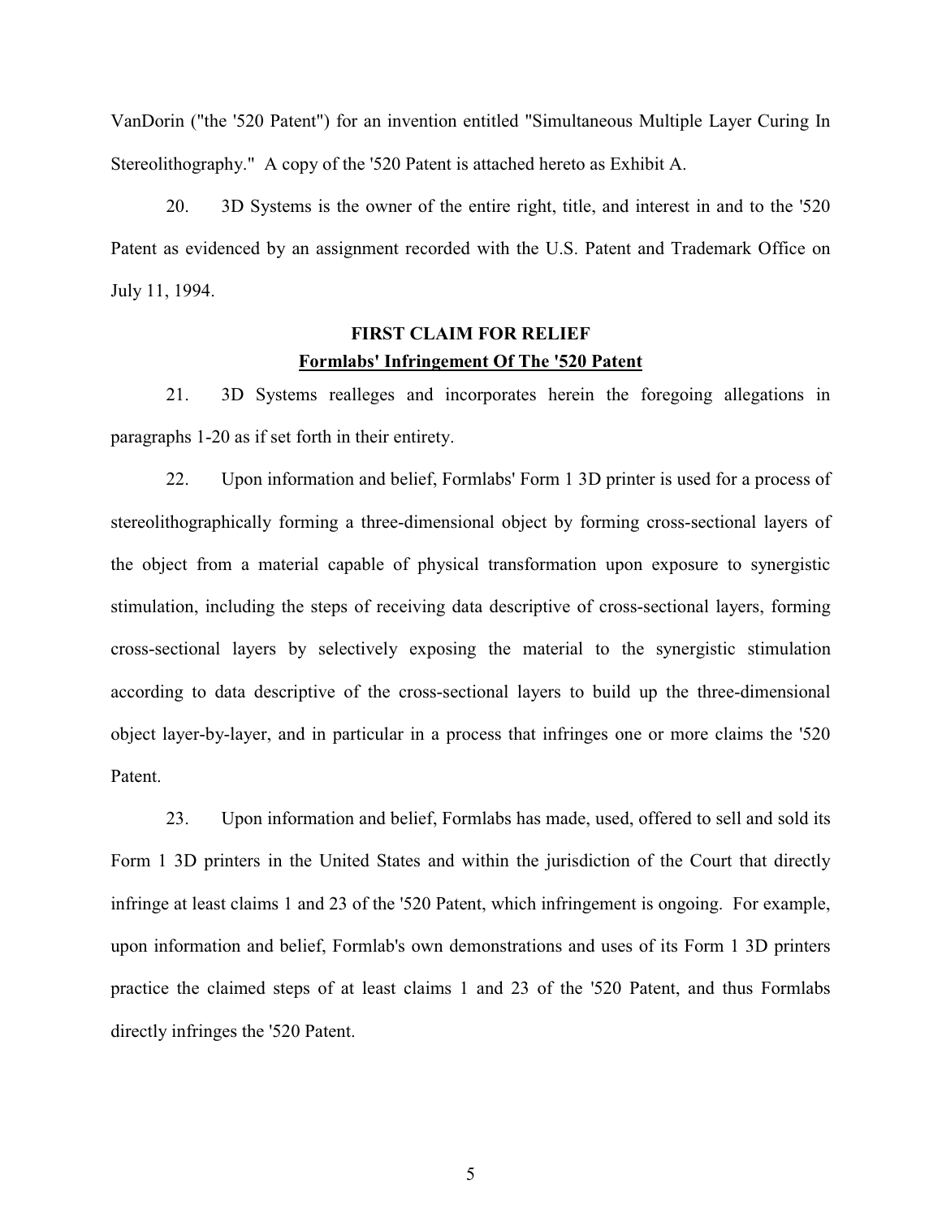VanDorin ("the '520 Patent") for an invention entitled "Simultaneous Multiple Layer Curing In Stereolithography." A copy of the '520 Patent is attached hereto as Exhibit A.

20. 3D Systems is the owner of the entire right, title, and interest in and to the '520 Patent as evidenced by an assignment recorded with the U.S. Patent and Trademark Office on July 11, 1994.

**FIRST CLAIM FOR RELIEF**

**Formlabs' Infringement Of The '520 Patent**

21. 3D Systems realleges and incorporates herein the foregoing allegations in paragraphs 1-20 as if set forth in their entirety.

22. Upon information and belief, Formlabs' Form 1 3D printer is used for a process of stereolithographically forming a three-dimensional object by forming cross-sectional layers of the object from a material capable of physical transformation upon exposure to synergistic stimulation, including the steps of receiving data descriptive of cross-sectional layers, forming cross-sectional layers by selectively exposing the material to the synergistic stimulation according to data descriptive of the cross-sectional layers to build up the three-dimensional object layer-by-layer, and in particular in a process that infringes one or more claims the '520 Patent.

23. Upon information and belief, Formlabs has made, used, offered to sell and sold its Form 1 3D printers in the United States and within the jurisdiction of the Court that directly infringe at least claims 1 and 23 of the '520 Patent, which infringement is ongoing. For example, upon information and belief, Formlab's own demonstrations and uses of its Form 1 3D printers practice the claimed steps of at least claims 1 and 23 of the '520 Patent, and thus Formlabs directly infringes the '520 Patent.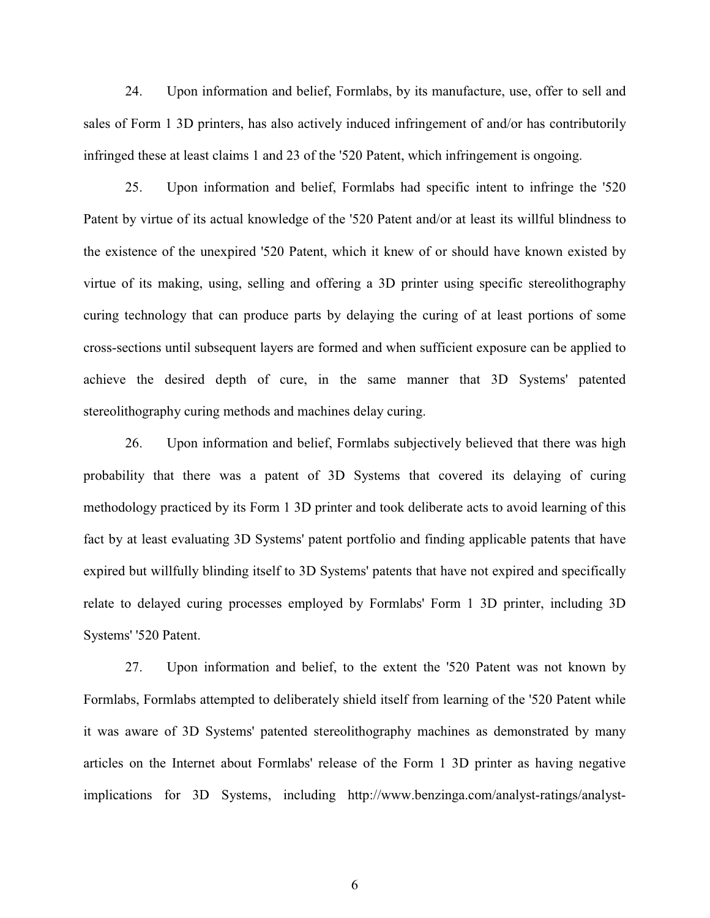24. Upon information and belief, Formlabs, by its manufacture, use, offer to sell and sales of Form 1 3D printers, has also actively induced infringement of and/or has contributorily infringed these at least claims 1 and 23 of the '520 Patent, which infringement is ongoing.

25. Upon information and belief, Formlabs had specific intent to infringe the '520 Patent by virtue of its actual knowledge of the '520 Patent and/or at least its willful blindness to the existence of the unexpired '520 Patent, which it knew of or should have known existed by virtue of its making, using, selling and offering a 3D printer using specific stereolithography curing technology that can produce parts by delaying the curing of at least portions of some cross-sections until subsequent layers are formed and when sufficient exposure can be applied to achieve the desired depth of cure, in the same manner that 3D Systems' patented stereolithography curing methods and machines delay curing.

26. Upon information and belief, Formlabs subjectively believed that there was high probability that there was a patent of 3D Systems that covered its delaying of curing methodology practiced by its Form 1 3D printer and took deliberate acts to avoid learning of this fact by at least evaluating 3D Systems' patent portfolio and finding applicable patents that have expired but willfully blinding itself to 3D Systems' patents that have not expired and specifically relate to delayed curing processes employed by Formlabs' Form 1 3D printer, including 3D Systems' '520 Patent.

27. Upon information and belief, to the extent the '520 Patent was not known by Formlabs, Formlabs attempted to deliberately shield itself from learning of the '520 Patent while it was aware of 3D Systems' patented stereolithography machines as demonstrated by many articles on the Internet about Formlabs' release of the Form 1 3D printer as having negative implications for 3D Systems, including http://www.benzinga.com/analyst-ratings/analyst-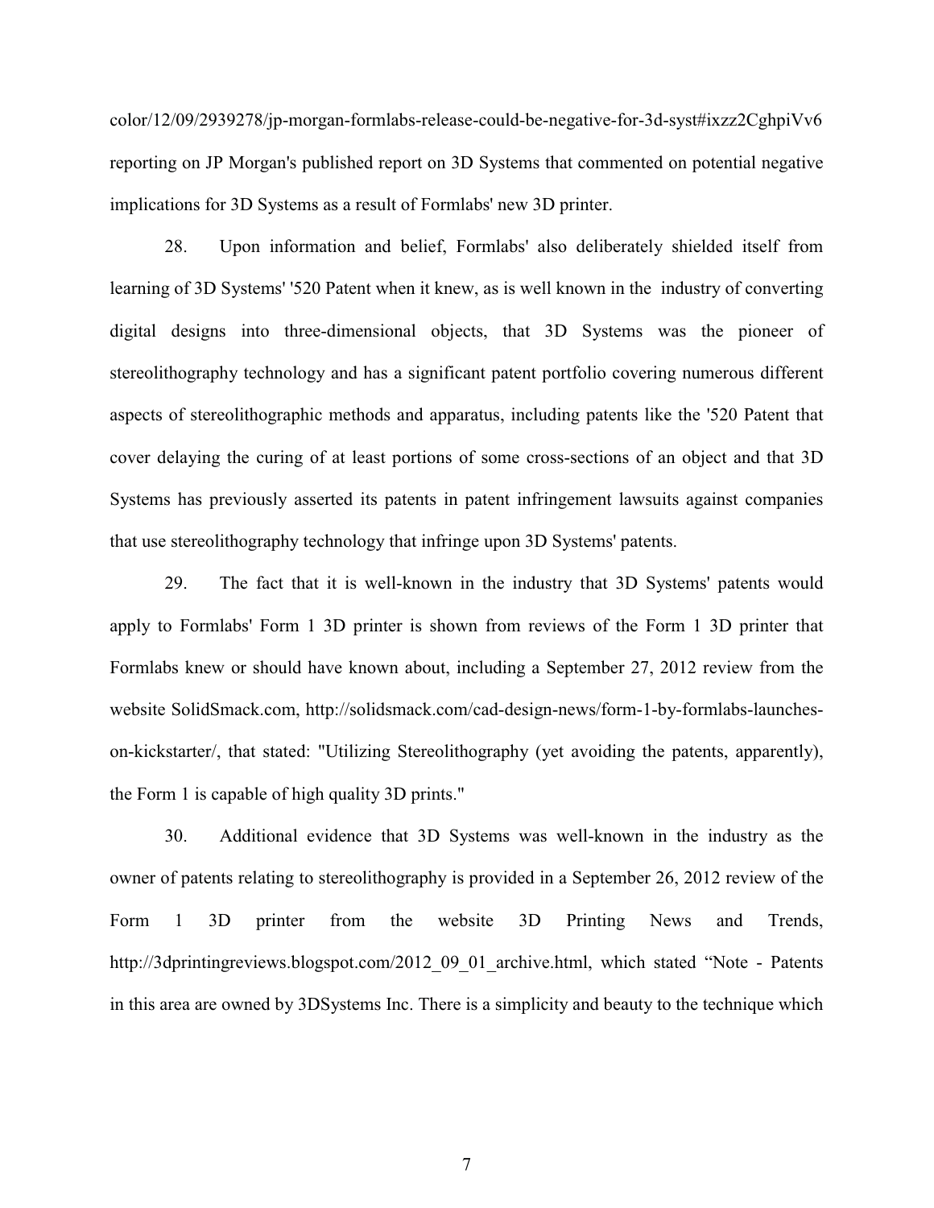color/12/09/2939278/jp-morgan-formlabs-release-could-be-negative-for-3d-syst#ixzz2CghpiVv6 reporting on JP Morgan's published report on 3D Systems that commented on potential negative implications for 3D Systems as a result of Formlabs' new 3D printer.

28. Upon information and belief, Formlabs' also deliberately shielded itself from learning of 3D Systems' '520 Patent when it knew, as is well known in the industry of converting digital designs into three-dimensional objects, that 3D Systems was the pioneer of stereolithography technology and has a significant patent portfolio covering numerous different aspects of stereolithographic methods and apparatus, including patents like the '520 Patent that cover delaying the curing of at least portions of some cross-sections of an object and that 3D Systems has previously asserted its patents in patent infringement lawsuits against companies that use stereolithography technology that infringe upon 3D Systems' patents.

29. The fact that it is well-known in the industry that 3D Systems' patents would apply to Formlabs' Form 1 3D printer is shown from reviews of the Form 1 3D printer that Formlabs knew or should have known about, including a September 27, 2012 review from the website SolidSmack.com, http://solidsmack.com/cad-design-news/form-1-by-formlabs-launches-on-kickstarter/, that stated: "Utilizing Stereolithography (yet avoiding the patents, apparently), the Form 1 is capable of high quality 3D prints."

30. Additional evidence that 3D Systems was well-known in the industry as the owner of patents relating to stereolithography is provided in a September 26, 2012 review of the Form 1 3D printer from the website 3D Printing News and Trends, http://3dprintingreviews.blogspot.com/2012_09_01_archive.html, which stated "Note - Patents in this area are owned by 3DSystems Inc. There is a simplicity and beauty to the technique which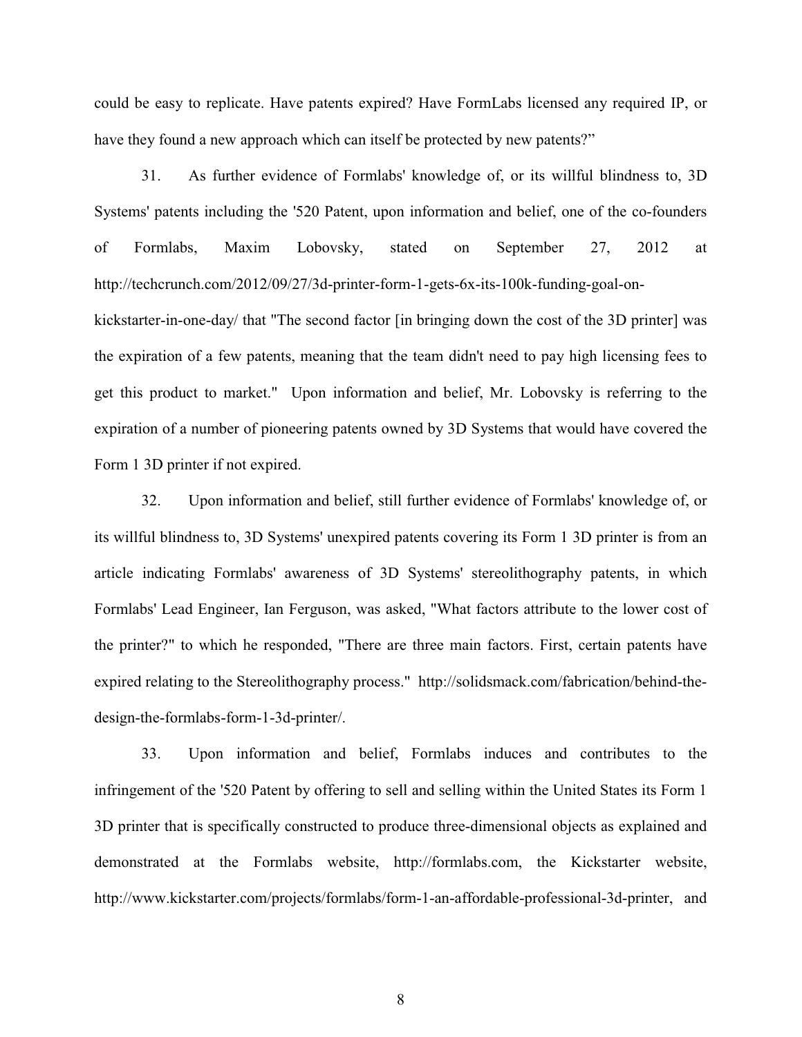could be easy to replicate. Have patents expired? Have FormLabs licensed any required IP, or have they found a new approach which can itself be protected by new patents?"

31. As further evidence of Formlabs' knowledge of, or its willful blindness to, 3D Systems' patents including the '520 Patent, upon information and belief, one of the co-founders of Formlabs, Maxim Lobovsky, stated on September 27, 2012 at http://techcrunch.com/2012/09/27/3d-printer-form-1-gets-6x-its-100k-funding-goal-on-kickstarter-in-one-day/ that "The second factor [in bringing down the cost of the 3D printer] was the expiration of a few patents, meaning that the team didn't need to pay high licensing fees to get this product to market." Upon information and belief, Mr. Lobovsky is referring to the expiration of a number of pioneering patents owned by 3D Systems that would have covered the Form 1 3D printer if not expired.

32. Upon information and belief, still further evidence of Formlabs' knowledge of, or its willful blindness to, 3D Systems' unexpired patents covering its Form 1 3D printer is from an article indicating Formlabs' awareness of 3D Systems' stereolithography patents, in which Formlabs' Lead Engineer, Ian Ferguson, was asked, "What factors attribute to the lower cost of the printer?" to which he responded, "There are three main factors. First, certain patents have expired relating to the Stereolithography process." http://solidsmack.com/fabrication/behind-the-design-the-formlabs-form-1-3d-printer/.

33. Upon information and belief, Formlabs induces and contributes to the infringement of the '520 Patent by offering to sell and selling within the United States its Form 1 3D printer that is specifically constructed to produce three-dimensional objects as explained and demonstrated at the Formlabs website, http://formlabs.com, the Kickstarter website, http://www.kickstarter.com/projects/formlabs/form-1-an-affordable-professional-3d-printer, and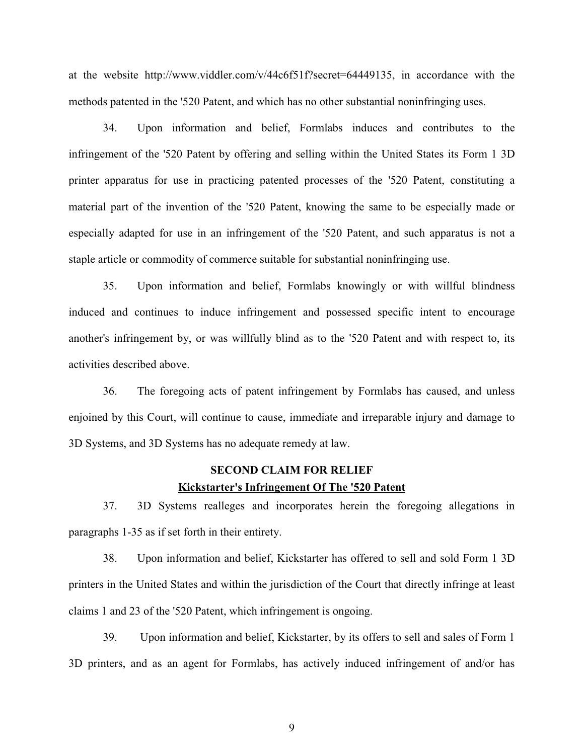at the website http://www.viddler.com/v/44c6f51f?secret=64449135, in accordance with the methods patented in the '520 Patent, and which has no other substantial noninfringing uses.

34. Upon information and belief, Formlabs induces and contributes to the infringement of the '520 Patent by offering and selling within the United States its Form 1 3D printer apparatus for use in practicing patented processes of the '520 Patent, constituting a material part of the invention of the '520 Patent, knowing the same to be especially made or especially adapted for use in an infringement of the '520 Patent, and such apparatus is not a staple article or commodity of commerce suitable for substantial noninfringing use.

35. Upon information and belief, Formlabs knowingly or with willful blindness induced and continues to induce infringement and possessed specific intent to encourage another's infringement by, or was willfully blind as to the '520 Patent and with respect to, its activities described above.

36. The foregoing acts of patent infringement by Formlabs has caused, and unless enjoined by this Court, will continue to cause, immediate and irreparable injury and damage to 3D Systems, and 3D Systems has no adequate remedy at law.

## SECOND CLAIM FOR RELIEF

## Kickstarter's Infringement Of The '520 Patent

37. 3D Systems realleges and incorporates herein the foregoing allegations in paragraphs 1-35 as if set forth in their entirety.

38. Upon information and belief, Kickstarter has offered to sell and sold Form 1 3D printers in the United States and within the jurisdiction of the Court that directly infringe at least claims 1 and 23 of the '520 Patent, which infringement is ongoing.

39. Upon information and belief, Kickstarter, by its offers to sell and sales of Form 1 3D printers, and as an agent for Formlabs, has actively induced infringement of and/or has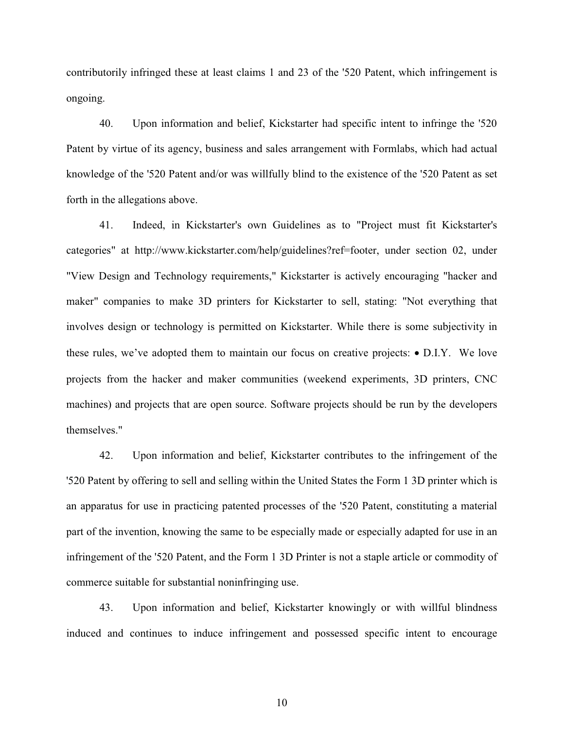contributorily infringed these at least claims 1 and 23 of the '520 Patent, which infringement is ongoing.

40. Upon information and belief, Kickstarter had specific intent to infringe the '520 Patent by virtue of its agency, business and sales arrangement with Formlabs, which had actual knowledge of the '520 Patent and/or was willfully blind to the existence of the '520 Patent as set forth in the allegations above.

41. Indeed, in Kickstarter's own Guidelines as to "Project must fit Kickstarter's categories" at http://www.kickstarter.com/help/guidelines?ref=footer, under section 02, under "View Design and Technology requirements," Kickstarter is actively encouraging "hacker and maker" companies to make 3D printers for Kickstarter to sell, stating: "Not everything that involves design or technology is permitted on Kickstarter. While there is some subjectivity in these rules, we've adopted them to maintain our focus on creative projects: • D.I.Y. We love projects from the hacker and maker communities (weekend experiments, 3D printers, CNC machines) and projects that are open source. Software projects should be run by the developers themselves."

42. Upon information and belief, Kickstarter contributes to the infringement of the '520 Patent by offering to sell and selling within the United States the Form 1 3D printer which is an apparatus for use in practicing patented processes of the '520 Patent, constituting a material part of the invention, knowing the same to be especially made or especially adapted for use in an infringement of the '520 Patent, and the Form 1 3D Printer is not a staple article or commodity of commerce suitable for substantial noninfringing use.

43. Upon information and belief, Kickstarter knowingly or with willful blindness induced and continues to induce infringement and possessed specific intent to encourage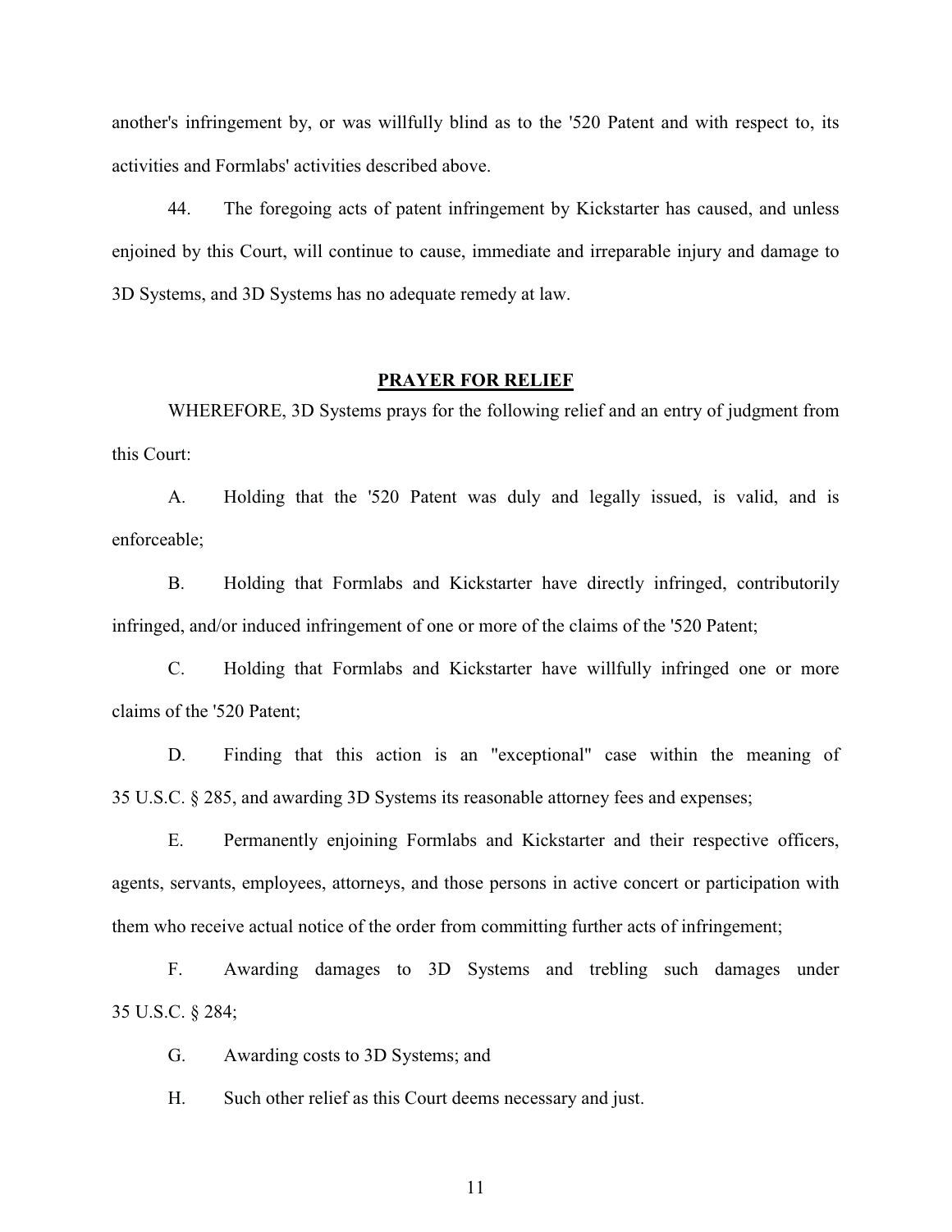another's infringement by, or was willfully blind as to the '520 Patent and with respect to, its activities and Formlabs' activities described above.

44. The foregoing acts of patent infringement by Kickstarter has caused, and unless enjoined by this Court, will continue to cause, immediate and irreparable injury and damage to 3D Systems, and 3D Systems has no adequate remedy at law.

## **PRAYER FOR RELIEF**

WHEREFORE, 3D Systems prays for the following relief and an entry of judgment from this Court:

A. Holding that the '520 Patent was duly and legally issued, is valid, and is enforceable;

B. Holding that Formlabs and Kickstarter have directly infringed, contributorily infringed, and/or induced infringement of one or more of the claims of the '520 Patent;

C. Holding that Formlabs and Kickstarter have willfully infringed one or more claims of the '520 Patent;

D. Finding that this action is an "exceptional" case within the meaning of 35 U.S.C. § 285, and awarding 3D Systems its reasonable attorney fees and expenses;

E. Permanently enjoining Formlabs and Kickstarter and their respective officers, agents, servants, employees, attorneys, and those persons in active concert or participation with them who receive actual notice of the order from committing further acts of infringement;

F. Awarding damages to 3D Systems and trebling such damages under 35 U.S.C. § 284;

G. Awarding costs to 3D Systems; and

H. Such other relief as this Court deems necessary and just.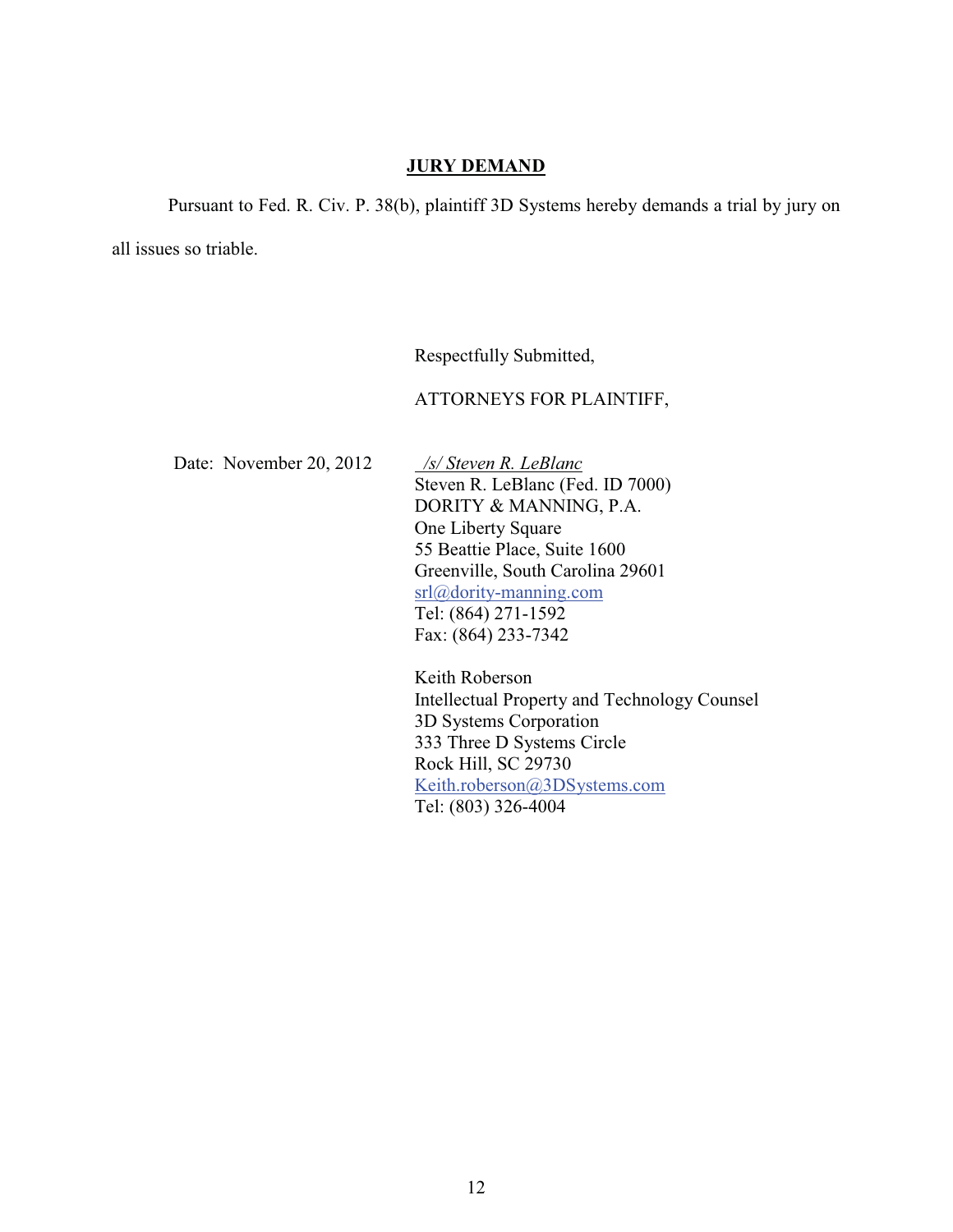## JURY DEMAND

Pursuant to Fed. R. Civ. P. 38(b), plaintiff 3D Systems hereby demands a trial by jury on all issues so triable.

Respectfully Submitted,

ATTORNEYS FOR PLAINTIFF,

Date: November 20, 2012

*/s/ Steven R. LeBlanc*
Steven R. LeBlanc (Fed. ID 7000)
DORITY & MANNING, P.A.
One Liberty Square
55 Beattie Place, Suite 1600
Greenville, South Carolina 29601
srl@dority-manning.com
Tel: (864) 271-1592
Fax: (864) 233-7342

Keith Roberson
Intellectual Property and Technology Counsel
3D Systems Corporation
333 Three D Systems Circle
Rock Hill, SC 29730
Keith.roberson@3DSystems.com
Tel: (803) 326-4004